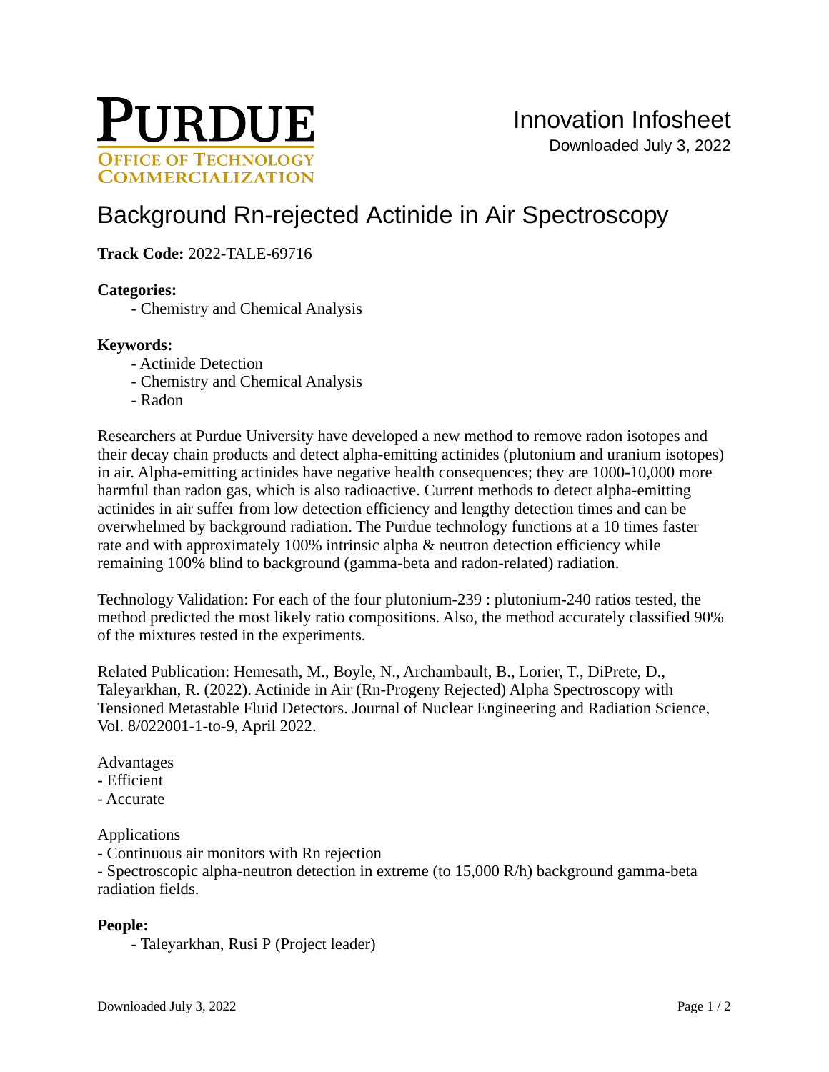# Purdue Office of Technology Commercialization

Innovation Infosheet

Downloaded July 3, 2022

## Background Rn-rejected Actinide in Air Spectroscopy

**Track Code:** 2022-TALE-69716

**Categories:**

- Chemistry and Chemical Analysis

**Keywords:**

- Actinide Detection
- Chemistry and Chemical Analysis
- Radon

Researchers at Purdue University have developed a new method to remove radon isotopes and their decay chain products and detect alpha-emitting actinides (plutonium and uranium isotopes) in air. Alpha-emitting actinides have negative health consequences; they are 1000-10,000 more harmful than radon gas, which is also radioactive. Current methods to detect alpha-emitting actinides in air suffer from low detection efficiency and lengthy detection times and can be overwhelmed by background radiation. The Purdue technology functions at a 10 times faster rate and with approximately 100% intrinsic alpha & neutron detection efficiency while remaining 100% blind to background (gamma-beta and radon-related) radiation.

Technology Validation: For each of the four plutonium-239 : plutonium-240 ratios tested, the method predicted the most likely ratio compositions. Also, the method accurately classified 90% of the mixtures tested in the experiments.

Related Publication: Hemesath, M., Boyle, N., Archambault, B., Lorier, T., DiPrete, D., Taleyarkhan, R. (2022). Actinide in Air (Rn-Progeny Rejected) Alpha Spectroscopy with Tensioned Metastable Fluid Detectors. Journal of Nuclear Engineering and Radiation Science, Vol. 8/022001-1-to-9, April 2022.

Advantages
- Efficient
- Accurate

Applications
- Continuous air monitors with Rn rejection
- Spectroscopic alpha-neutron detection in extreme (to 15,000 R/h) background gamma-beta radiation fields.

**People:**

- Taleyarkhan, Rusi P (Project leader)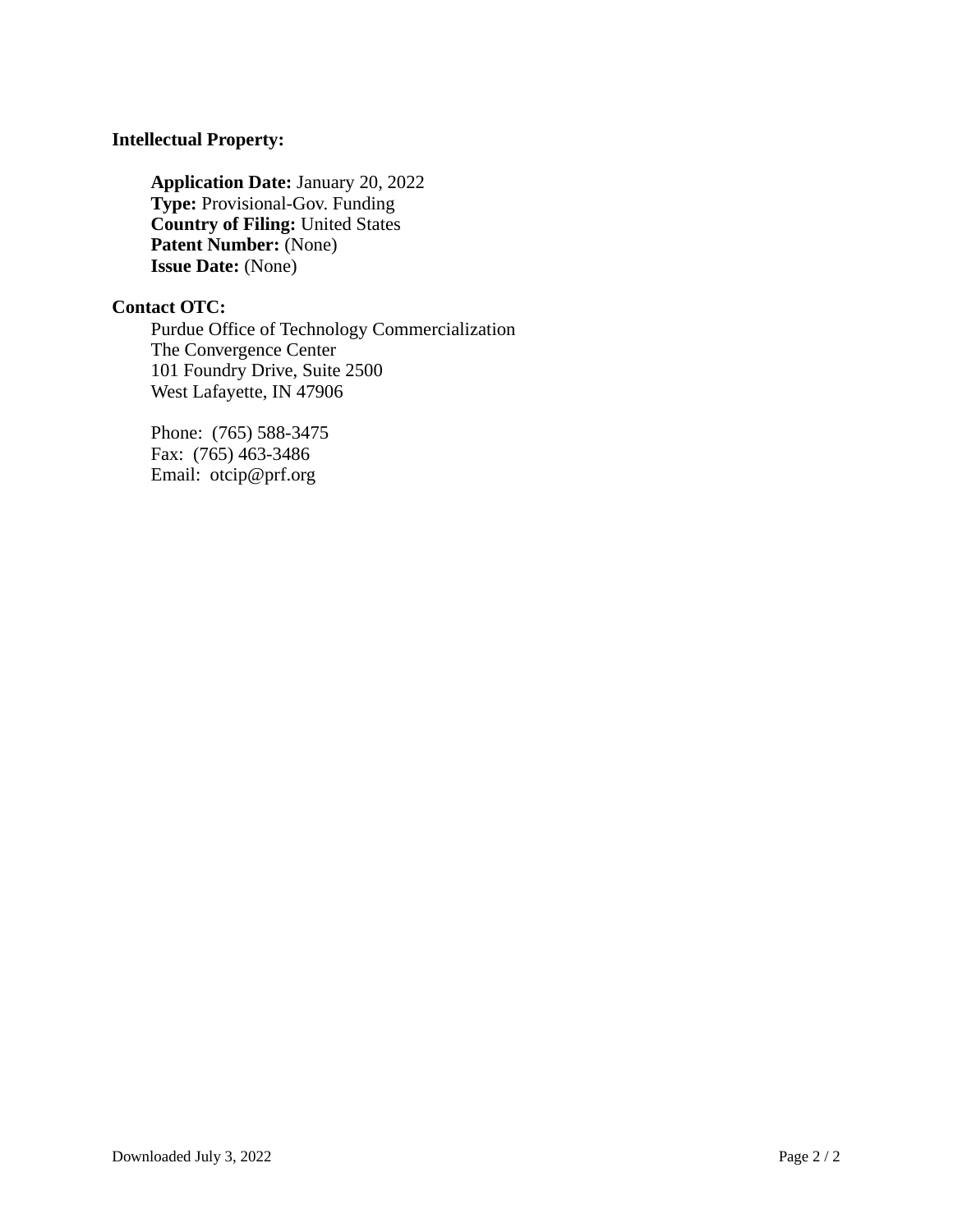**Intellectual Property:**

**Application Date:** January 20, 2022
**Type:** Provisional-Gov. Funding
**Country of Filing:** United States
**Patent Number:** (None)
**Issue Date:** (None)

**Contact OTC:**

Purdue Office of Technology Commercialization
The Convergence Center
101 Foundry Drive, Suite 2500
West Lafayette, IN 47906

Phone: (765) 588-3475
Fax: (765) 463-3486
Email: otcip@prf.org

Downloaded July 3, 2022